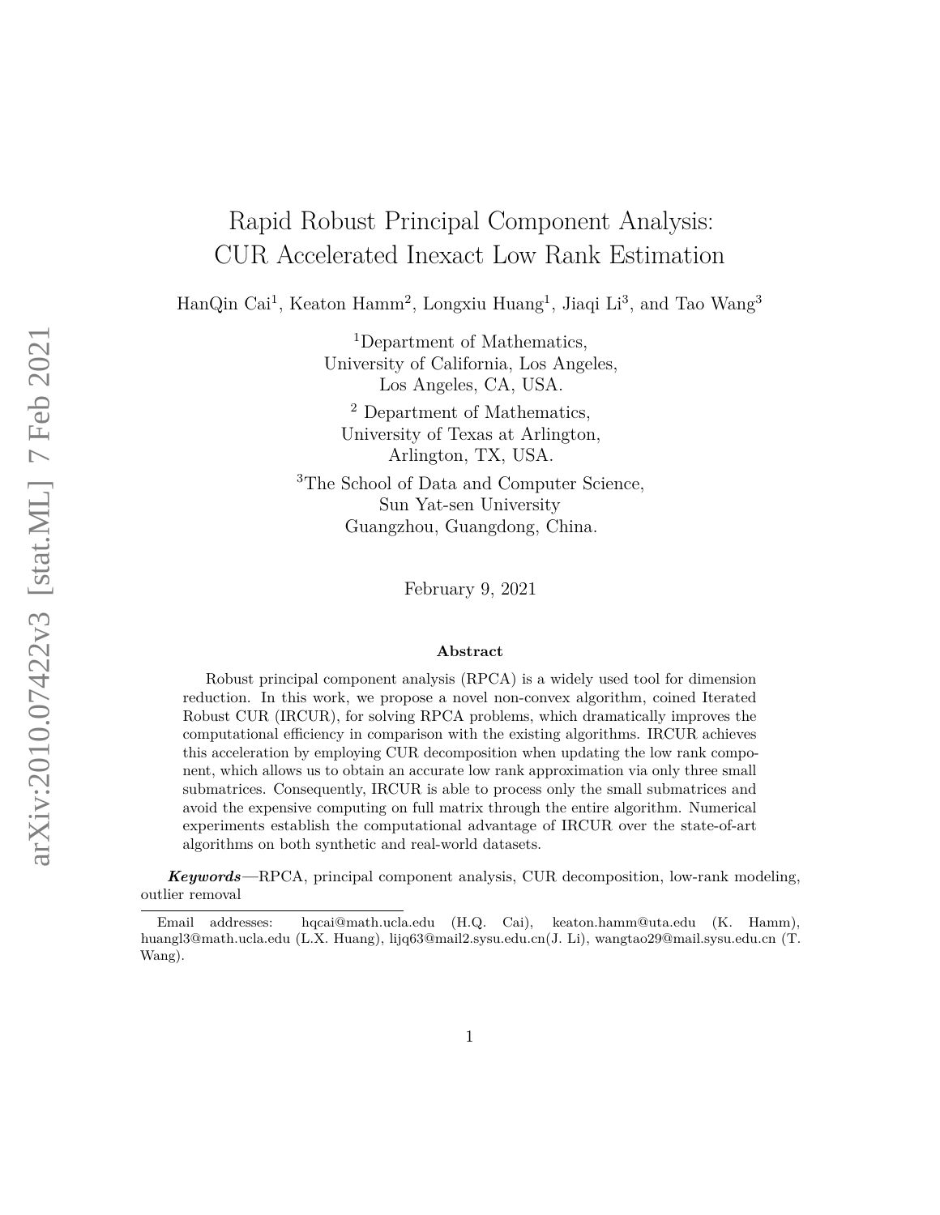# Rapid Robust Principal Component Analysis: CUR Accelerated Inexact Low Rank Estimation

HanQin Cai[1], Keaton Hamm[2], Longxiu Huang[1], Jiaqi Li[3], and Tao Wang[3]

[1]Department of Mathematics,
University of California, Los Angeles,
Los Angeles, CA, USA.

[2] Department of Mathematics,
University of Texas at Arlington,
Arlington, TX, USA.

[3]The School of Data and Computer Science,
Sun Yat-sen University
Guangzhou, Guangdong, China.

February 9, 2021

### Abstract

Robust principal component analysis (RPCA) is a widely used tool for dimension reduction. In this work, we propose a novel non-convex algorithm, coined Iterated Robust CUR (IRCUR), for solving RPCA problems, which dramatically improves the computational efficiency in comparison with the existing algorithms. IRCUR achieves this acceleration by employing CUR decomposition when updating the low rank component, which allows us to obtain an accurate low rank approximation via only three small submatrices. Consequently, IRCUR is able to process only the small submatrices and avoid the expensive computing on full matrix through the entire algorithm. Numerical experiments establish the computational advantage of IRCUR over the state-of-art algorithms on both synthetic and real-world datasets.

***Keywords***—RPCA, principal component analysis, CUR decomposition, low-rank modeling, outlier removal

---

Email addresses: hqcai@math.ucla.edu (H.Q. Cai), keaton.hamm@uta.edu (K. Hamm), huangl3@math.ucla.edu (L.X. Huang), lijq63@mail2.sysu.edu.cn(J. Li), wangtao29@mail.sysu.edu.cn (T. Wang).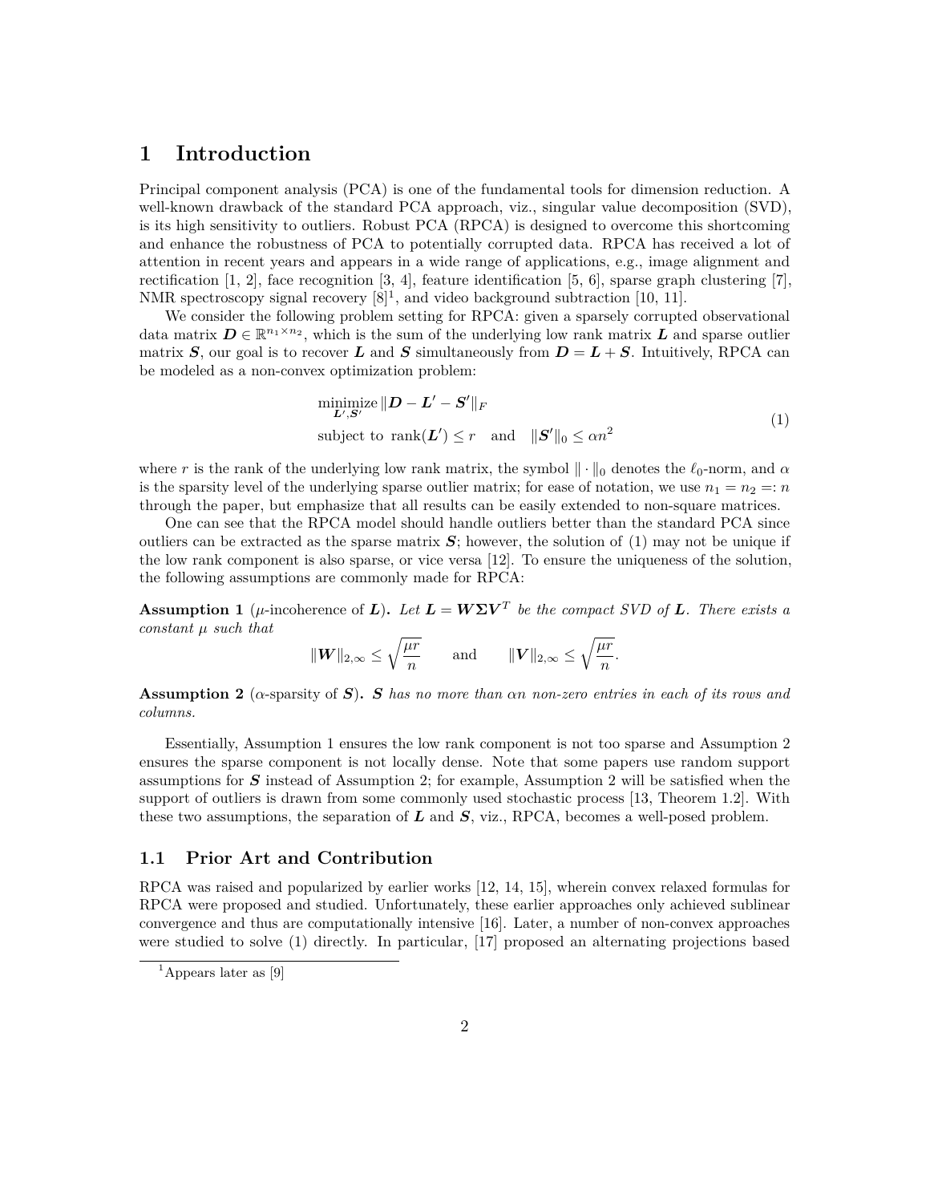# 1 Introduction

Principal component analysis (PCA) is one of the fundamental tools for dimension reduction. A well-known drawback of the standard PCA approach, viz., singular value decomposition (SVD), is its high sensitivity to outliers. Robust PCA (RPCA) is designed to overcome this shortcoming and enhance the robustness of PCA to potentially corrupted data. RPCA has received a lot of attention in recent years and appears in a wide range of applications, e.g., image alignment and rectification [1, 2], face recognition [3, 4], feature identification [5, 6], sparse graph clustering [7], NMR spectroscopy signal recovery [8][1], and video background subtraction [10, 11].

We consider the following problem setting for RPCA: given a sparsely corrupted observational data matrix $\boldsymbol{D} \in \mathbb{R}^{n_1 \times n_2}$, which is the sum of the underlying low rank matrix $\boldsymbol{L}$ and sparse outlier matrix $\boldsymbol{S}$, our goal is to recover $\boldsymbol{L}$ and $\boldsymbol{S}$ simultaneously from $\boldsymbol{D} = \boldsymbol{L} + \boldsymbol{S}$. Intuitively, RPCA can be modeled as a non-convex optimization problem:

$$
\begin{aligned}
&\underset{\boldsymbol{L}', \boldsymbol{S}'}{\text{minimize}} \; \|\boldsymbol{D} - \boldsymbol{L}' - \boldsymbol{S}'\|_F \\
&\text{subject to } \; \text{rank}(\boldsymbol{L}') \leq r \quad \text{and} \quad \|\boldsymbol{S}'\|_0 \leq \alpha n^2
\end{aligned} \tag{1}
$$

where $r$ is the rank of the underlying low rank matrix, the symbol $\|\cdot\|_0$ denotes the $\ell_0$-norm, and $\alpha$ is the sparsity level of the underlying sparse outlier matrix; for ease of notation, we use $n_1 = n_2 =: n$ through the paper, but emphasize that all results can be easily extended to non-square matrices.

One can see that the RPCA model should handle outliers better than the standard PCA since outliers can be extracted as the sparse matrix $\boldsymbol{S}$; however, the solution of (1) may not be unique if the low rank component is also sparse, or vice versa [12]. To ensure the uniqueness of the solution, the following assumptions are commonly made for RPCA:

**Assumption 1** ($\mu$-incoherence of $\boldsymbol{L}$)**.** *Let $\boldsymbol{L} = \boldsymbol{W}\boldsymbol{\Sigma}\boldsymbol{V}^T$ be the compact SVD of $\boldsymbol{L}$. There exists a constant $\mu$ such that*

$$
\|\boldsymbol{W}\|_{2,\infty} \leq \sqrt{\frac{\mu r}{n}} \qquad \text{and} \qquad \|\boldsymbol{V}\|_{2,\infty} \leq \sqrt{\frac{\mu r}{n}}.
$$

**Assumption 2** ($\alpha$-sparsity of $\boldsymbol{S}$)**.** *$\boldsymbol{S}$ has no more than $\alpha n$ non-zero entries in each of its rows and columns.*

Essentially, Assumption 1 ensures the low rank component is not too sparse and Assumption 2 ensures the sparse component is not locally dense. Note that some papers use random support assumptions for $\boldsymbol{S}$ instead of Assumption 2; for example, Assumption 2 will be satisfied when the support of outliers is drawn from some commonly used stochastic process [13, Theorem 1.2]. With these two assumptions, the separation of $\boldsymbol{L}$ and $\boldsymbol{S}$, viz., RPCA, becomes a well-posed problem.

## 1.1 Prior Art and Contribution

RPCA was raised and popularized by earlier works [12, 14, 15], wherein convex relaxed formulas for RPCA were proposed and studied. Unfortunately, these earlier approaches only achieved sublinear convergence and thus are computationally intensive [16]. Later, a number of non-convex approaches were studied to solve (1) directly. In particular, [17] proposed an alternating projections based

[1] Appears later as [9]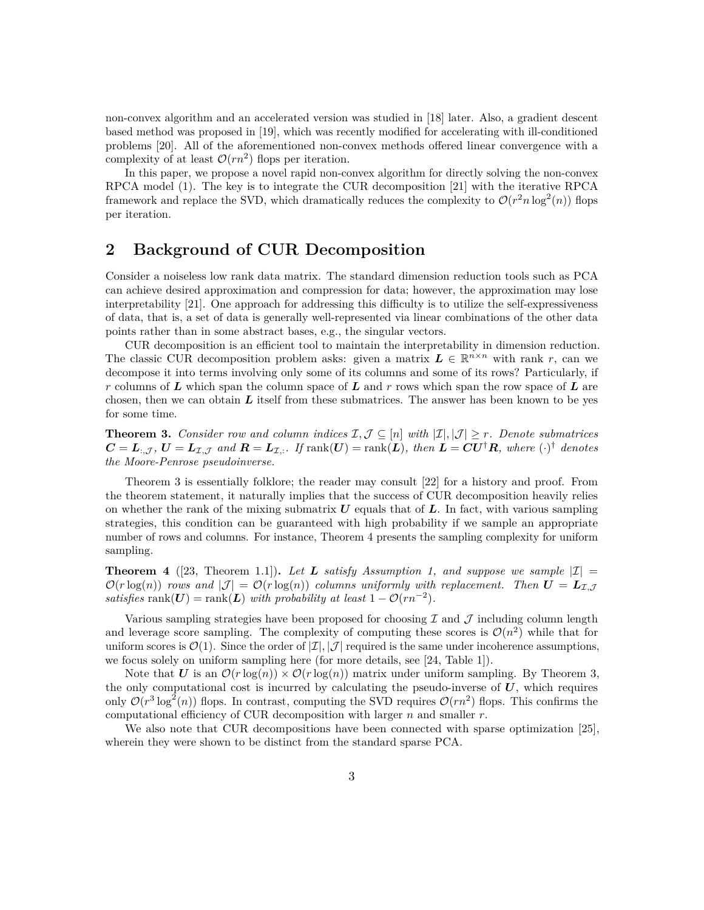non-convex algorithm and an accelerated version was studied in [18] later. Also, a gradient descent based method was proposed in [19], which was recently modified for accelerating with ill-conditioned problems [20]. All of the aforementioned non-convex methods offered linear convergence with a complexity of at least $\mathcal{O}(rn^2)$ flops per iteration.

In this paper, we propose a novel rapid non-convex algorithm for directly solving the non-convex RPCA model (1). The key is to integrate the CUR decomposition [21] with the iterative RPCA framework and replace the SVD, which dramatically reduces the complexity to $\mathcal{O}(r^2 n \log^2(n))$ flops per iteration.

## 2 Background of CUR Decomposition

Consider a noiseless low rank data matrix. The standard dimension reduction tools such as PCA can achieve desired approximation and compression for data; however, the approximation may lose interpretability [21]. One approach for addressing this difficulty is to utilize the self-expressiveness of data, that is, a set of data is generally well-represented via linear combinations of the other data points rather than in some abstract bases, e.g., the singular vectors.

CUR decomposition is an efficient tool to maintain the interpretability in dimension reduction. The classic CUR decomposition problem asks: given a matrix $\boldsymbol{L} \in \mathbb{R}^{n\times n}$ with rank $r$, can we decompose it into terms involving only some of its columns and some of its rows? Particularly, if $r$ columns of $\boldsymbol{L}$ which span the column space of $\boldsymbol{L}$ and $r$ rows which span the row space of $\boldsymbol{L}$ are chosen, then we can obtain $\boldsymbol{L}$ itself from these submatrices. The answer has been known to be yes for some time.

**Theorem 3.** *Consider row and column indices $\mathcal{I}, \mathcal{J} \subseteq [n]$ with $|\mathcal{I}|, |\mathcal{J}| \geq r$. Denote submatrices $\boldsymbol{C} = \boldsymbol{L}_{:,\mathcal{J}}$, $\boldsymbol{U} = \boldsymbol{L}_{\mathcal{I},\mathcal{J}}$ and $\boldsymbol{R} = \boldsymbol{L}_{\mathcal{I},:}$. If $\operatorname{rank}(\boldsymbol{U}) = \operatorname{rank}(\boldsymbol{L})$, then $\boldsymbol{L} = \boldsymbol{C}\boldsymbol{U}^\dagger\boldsymbol{R}$, where $(\cdot)^\dagger$ denotes the Moore-Penrose pseudoinverse.*

Theorem 3 is essentially folklore; the reader may consult [22] for a history and proof. From the theorem statement, it naturally implies that the success of CUR decomposition heavily relies on whether the rank of the mixing submatrix $\boldsymbol{U}$ equals that of $\boldsymbol{L}$. In fact, with various sampling strategies, this condition can be guaranteed with high probability if we sample an appropriate number of rows and columns. For instance, Theorem 4 presents the sampling complexity for uniform sampling.

**Theorem 4** ([23, Theorem 1.1])**.** *Let $\boldsymbol{L}$ satisfy Assumption 1, and suppose we sample $|\mathcal{I}| = \mathcal{O}(r\log(n))$ rows and $|\mathcal{J}| = \mathcal{O}(r\log(n))$ columns uniformly with replacement. Then $\boldsymbol{U} = \boldsymbol{L}_{\mathcal{I},\mathcal{J}}$ satisfies $\operatorname{rank}(\boldsymbol{U}) = \operatorname{rank}(\boldsymbol{L})$ with probability at least $1 - \mathcal{O}(rn^{-2})$.*

Various sampling strategies have been proposed for choosing $\mathcal{I}$ and $\mathcal{J}$ including column length and leverage score sampling. The complexity of computing these scores is $\mathcal{O}(n^2)$ while that for uniform scores is $\mathcal{O}(1)$. Since the order of $|\mathcal{I}|, |\mathcal{J}|$ required is the same under incoherence assumptions, we focus solely on uniform sampling here (for more details, see [24, Table 1]).

Note that $\boldsymbol{U}$ is an $\mathcal{O}(r\log(n)) \times \mathcal{O}(r\log(n))$ matrix under uniform sampling. By Theorem 3, the only computational cost is incurred by calculating the pseudo-inverse of $\boldsymbol{U}$, which requires only $\mathcal{O}(r^3\log^2(n))$ flops. In contrast, computing the SVD requires $\mathcal{O}(rn^2)$ flops. This confirms the computational efficiency of CUR decomposition with larger $n$ and smaller $r$.

We also note that CUR decompositions have been connected with sparse optimization [25], wherein they were shown to be distinct from the standard sparse PCA.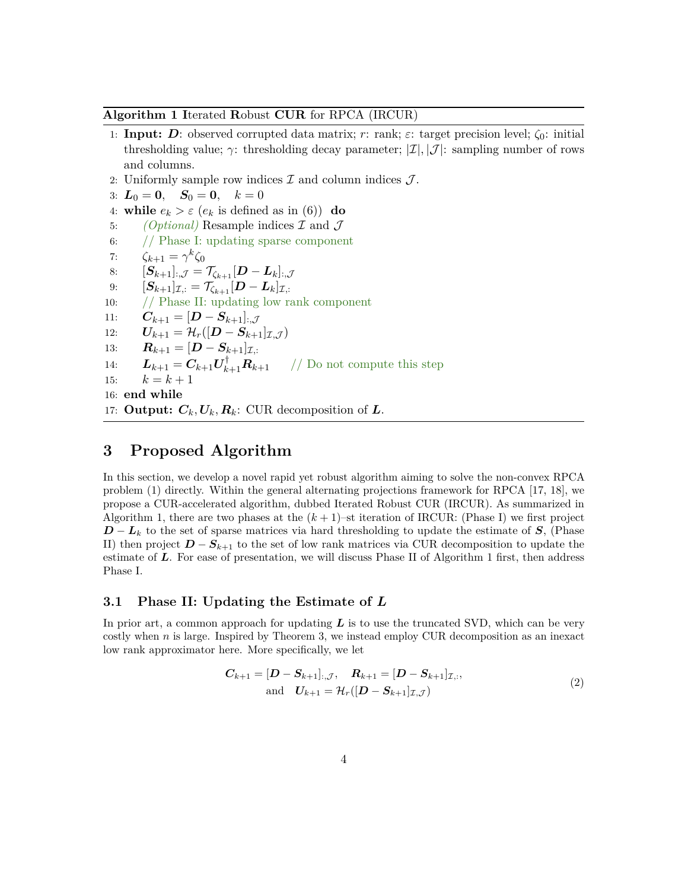**Algorithm 1 I**terated **R**obust **CUR** for RPCA (IRCUR)

1: **Input:** $\boldsymbol{D}$: observed corrupted data matrix; $r$: rank; $\varepsilon$: target precision level; $\zeta_0$: initial thresholding value; $\gamma$: thresholding decay parameter; $|\mathcal{I}|, |\mathcal{J}|$: sampling number of rows and columns.

2: Uniformly sample row indices $\mathcal{I}$ and column indices $\mathcal{J}$.

3: $\boldsymbol{L}_0 = \boldsymbol{0}, \quad \boldsymbol{S}_0 = \boldsymbol{0}, \quad k = 0$

4: **while** $e_k > \varepsilon$ ($e_k$ is defined as in (6)) **do**

5: &emsp; *(Optional)* Resample indices $\mathcal{I}$ and $\mathcal{J}$

6: &emsp; // Phase I: updating sparse component

7: &emsp; $\zeta_{k+1} = \gamma^k \zeta_0$

8: &emsp; $[\boldsymbol{S}_{k+1}]_{:,\mathcal{J}} = \mathcal{T}_{\zeta_{k+1}}[\boldsymbol{D} - \boldsymbol{L}_k]_{:,\mathcal{J}}$

9: &emsp; $[\boldsymbol{S}_{k+1}]_{\mathcal{I},:} = \mathcal{T}_{\zeta_{k+1}}[\boldsymbol{D} - \boldsymbol{L}_k]_{\mathcal{I},:}$

10: &emsp; // Phase II: updating low rank component

11: &emsp; $\boldsymbol{C}_{k+1} = [\boldsymbol{D} - \boldsymbol{S}_{k+1}]_{:,\mathcal{J}}$

12: &emsp; $\boldsymbol{U}_{k+1} = \mathcal{H}_r([\boldsymbol{D} - \boldsymbol{S}_{k+1}]_{\mathcal{I},\mathcal{J}})$

13: &emsp; $\boldsymbol{R}_{k+1} = [\boldsymbol{D} - \boldsymbol{S}_{k+1}]_{\mathcal{I},:}$

14: &emsp; $\boldsymbol{L}_{k+1} = \boldsymbol{C}_{k+1}\boldsymbol{U}_{k+1}^{\dagger}\boldsymbol{R}_{k+1}$ &emsp; // Do not compute this step

15: &emsp; $k = k + 1$

16: **end while**

17: **Output:** $\boldsymbol{C}_k, \boldsymbol{U}_k, \boldsymbol{R}_k$: CUR decomposition of $\boldsymbol{L}$.

# 3 Proposed Algorithm

In this section, we develop a novel rapid yet robust algorithm aiming to solve the non-convex RPCA problem (1) directly. Within the general alternating projections framework for RPCA [17, 18], we propose a CUR-accelerated algorithm, dubbed Iterated Robust CUR (IRCUR). As summarized in Algorithm 1, there are two phases at the $(k+1)$–st iteration of IRCUR: (Phase I) we first project $\boldsymbol{D} - \boldsymbol{L}_k$ to the set of sparse matrices via hard thresholding to update the estimate of $\boldsymbol{S}$, (Phase II) then project $\boldsymbol{D} - \boldsymbol{S}_{k+1}$ to the set of low rank matrices via CUR decomposition to update the estimate of $\boldsymbol{L}$. For ease of presentation, we will discuss Phase II of Algorithm 1 first, then address Phase I.

## 3.1 Phase II: Updating the Estimate of $\boldsymbol{L}$

In prior art, a common approach for updating $\boldsymbol{L}$ is to use the truncated SVD, which can be very costly when $n$ is large. Inspired by Theorem 3, we instead employ CUR decomposition as an inexact low rank approximator here. More specifically, we let

$$
\begin{aligned}
\boldsymbol{C}_{k+1} = [\boldsymbol{D} - \boldsymbol{S}_{k+1}]_{:,\mathcal{J}}, \quad \boldsymbol{R}_{k+1} = [\boldsymbol{D} - \boldsymbol{S}_{k+1}]_{\mathcal{I},:}, \\
\text{and} \quad \boldsymbol{U}_{k+1} = \mathcal{H}_r([\boldsymbol{D} - \boldsymbol{S}_{k+1}]_{\mathcal{I},\mathcal{J}})
\end{aligned}
\tag{2}
$$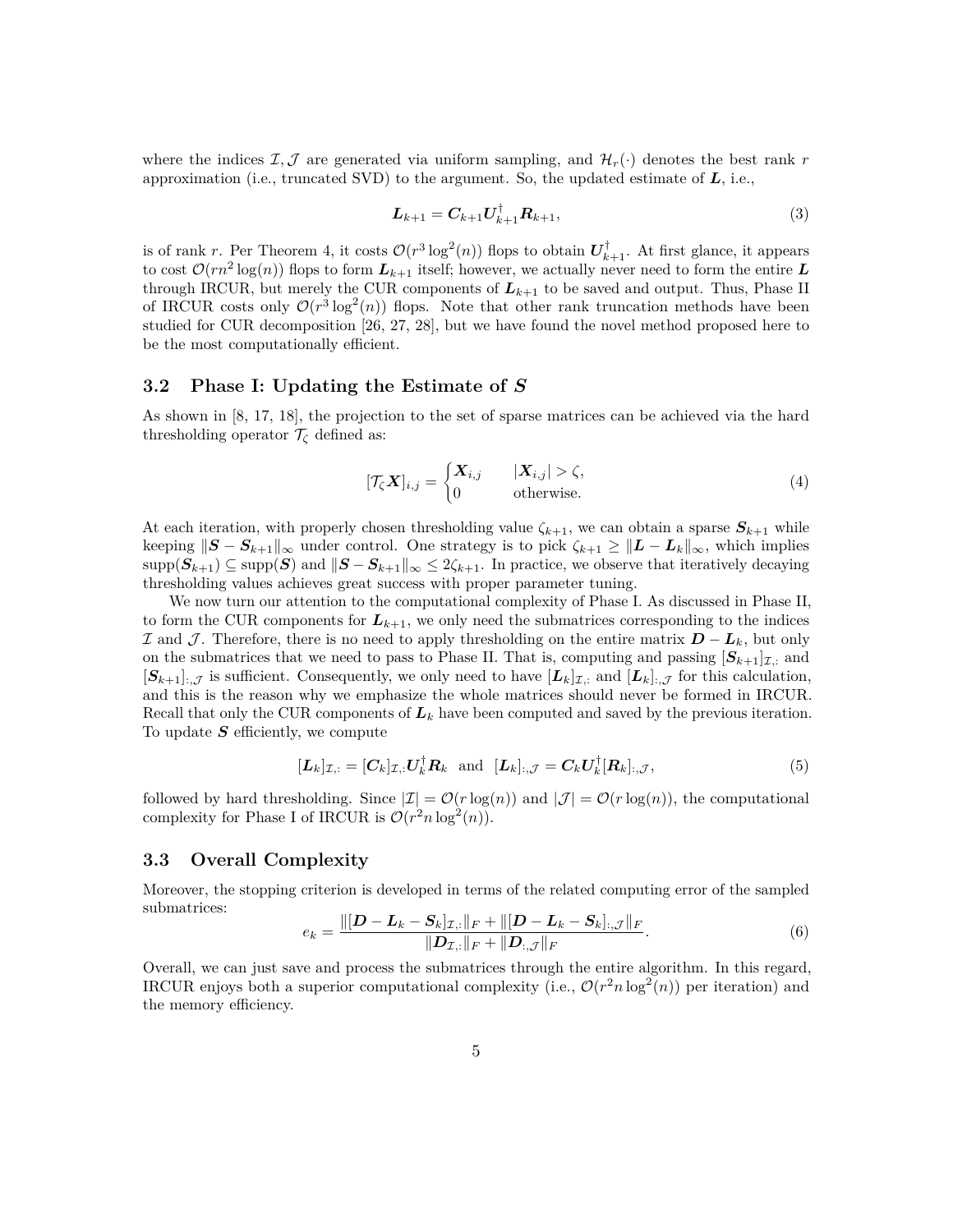where the indices $\mathcal{I}, \mathcal{J}$ are generated via uniform sampling, and $\mathcal{H}_r(\cdot)$ denotes the best rank $r$ approximation (i.e., truncated SVD) to the argument. So, the updated estimate of $\boldsymbol{L}$, i.e.,

$$\boldsymbol{L}_{k+1} = \boldsymbol{C}_{k+1}\boldsymbol{U}_{k+1}^{\dagger}\boldsymbol{R}_{k+1}, \tag{3}$$

is of rank $r$. Per Theorem 4, it costs $\mathcal{O}(r^3 \log^2(n))$ flops to obtain $\boldsymbol{U}_{k+1}^{\dagger}$. At first glance, it appears to cost $\mathcal{O}(rn^2 \log(n))$ flops to form $\boldsymbol{L}_{k+1}$ itself; however, we actually never need to form the entire $\boldsymbol{L}$ through IRCUR, but merely the CUR components of $\boldsymbol{L}_{k+1}$ to be saved and output. Thus, Phase II of IRCUR costs only $\mathcal{O}(r^3 \log^2(n))$ flops. Note that other rank truncation methods have been studied for CUR decomposition [26, 27, 28], but we have found the novel method proposed here to be the most computationally efficient.

### 3.2 Phase I: Updating the Estimate of $\boldsymbol{S}$

As shown in [8, 17, 18], the projection to the set of sparse matrices can be achieved via the hard thresholding operator $\mathcal{T}_\zeta$ defined as:

$$[\mathcal{T}_\zeta \boldsymbol{X}]_{i,j} = \begin{cases} \boldsymbol{X}_{i,j} & |\boldsymbol{X}_{i,j}| > \zeta, \\ 0 & \text{otherwise.} \end{cases} \tag{4}$$

At each iteration, with properly chosen thresholding value $\zeta_{k+1}$, we can obtain a sparse $\boldsymbol{S}_{k+1}$ while keeping $\|\boldsymbol{S} - \boldsymbol{S}_{k+1}\|_\infty$ under control. One strategy is to pick $\zeta_{k+1} \geq \|\boldsymbol{L} - \boldsymbol{L}_k\|_\infty$, which implies $\mathrm{supp}(\boldsymbol{S}_{k+1}) \subseteq \mathrm{supp}(\boldsymbol{S})$ and $\|\boldsymbol{S} - \boldsymbol{S}_{k+1}\|_\infty \leq 2\zeta_{k+1}$. In practice, we observe that iteratively decaying thresholding values achieves great success with proper parameter tuning.

We now turn our attention to the computational complexity of Phase I. As discussed in Phase II, to form the CUR components for $\boldsymbol{L}_{k+1}$, we only need the submatrices corresponding to the indices $\mathcal{I}$ and $\mathcal{J}$. Therefore, there is no need to apply thresholding on the entire matrix $\boldsymbol{D} - \boldsymbol{L}_k$, but only on the submatrices that we need to pass to Phase II. That is, computing and passing $[\boldsymbol{S}_{k+1}]_{\mathcal{I},:}$ and $[\boldsymbol{S}_{k+1}]_{:,\mathcal{J}}$ is sufficient. Consequently, we only need to have $[\boldsymbol{L}_k]_{\mathcal{I},:}$ and $[\boldsymbol{L}_k]_{:,\mathcal{J}}$ for this calculation, and this is the reason why we emphasize the whole matrices should never be formed in IRCUR. Recall that only the CUR components of $\boldsymbol{L}_k$ have been computed and saved by the previous iteration. To update $\boldsymbol{S}$ efficiently, we compute

$$[\boldsymbol{L}_k]_{\mathcal{I},:} = [\boldsymbol{C}_k]_{\mathcal{I},:}\boldsymbol{U}_k^{\dagger}\boldsymbol{R}_k \quad \text{and} \quad [\boldsymbol{L}_k]_{:,\mathcal{J}} = \boldsymbol{C}_k\boldsymbol{U}_k^{\dagger}[\boldsymbol{R}_k]_{:,\mathcal{J}}, \tag{5}$$

followed by hard thresholding. Since $|\mathcal{I}| = \mathcal{O}(r\log(n))$ and $|\mathcal{J}| = \mathcal{O}(r\log(n))$, the computational complexity for Phase I of IRCUR is $\mathcal{O}(r^2 n \log^2(n))$.

### 3.3 Overall Complexity

Moreover, the stopping criterion is developed in terms of the related computing error of the sampled submatrices:

$$e_k = \frac{\|[\boldsymbol{D} - \boldsymbol{L}_k - \boldsymbol{S}_k]_{\mathcal{I},:}\|_F + \|[\boldsymbol{D} - \boldsymbol{L}_k - \boldsymbol{S}_k]_{:,\mathcal{J}}\|_F}{\|\boldsymbol{D}_{\mathcal{I},:}\|_F + \|\boldsymbol{D}_{:,\mathcal{J}}\|_F}. \tag{6}$$

Overall, we can just save and process the submatrices through the entire algorithm. In this regard, IRCUR enjoys both a superior computational complexity (i.e., $\mathcal{O}(r^2 n \log^2(n))$ per iteration) and the memory efficiency.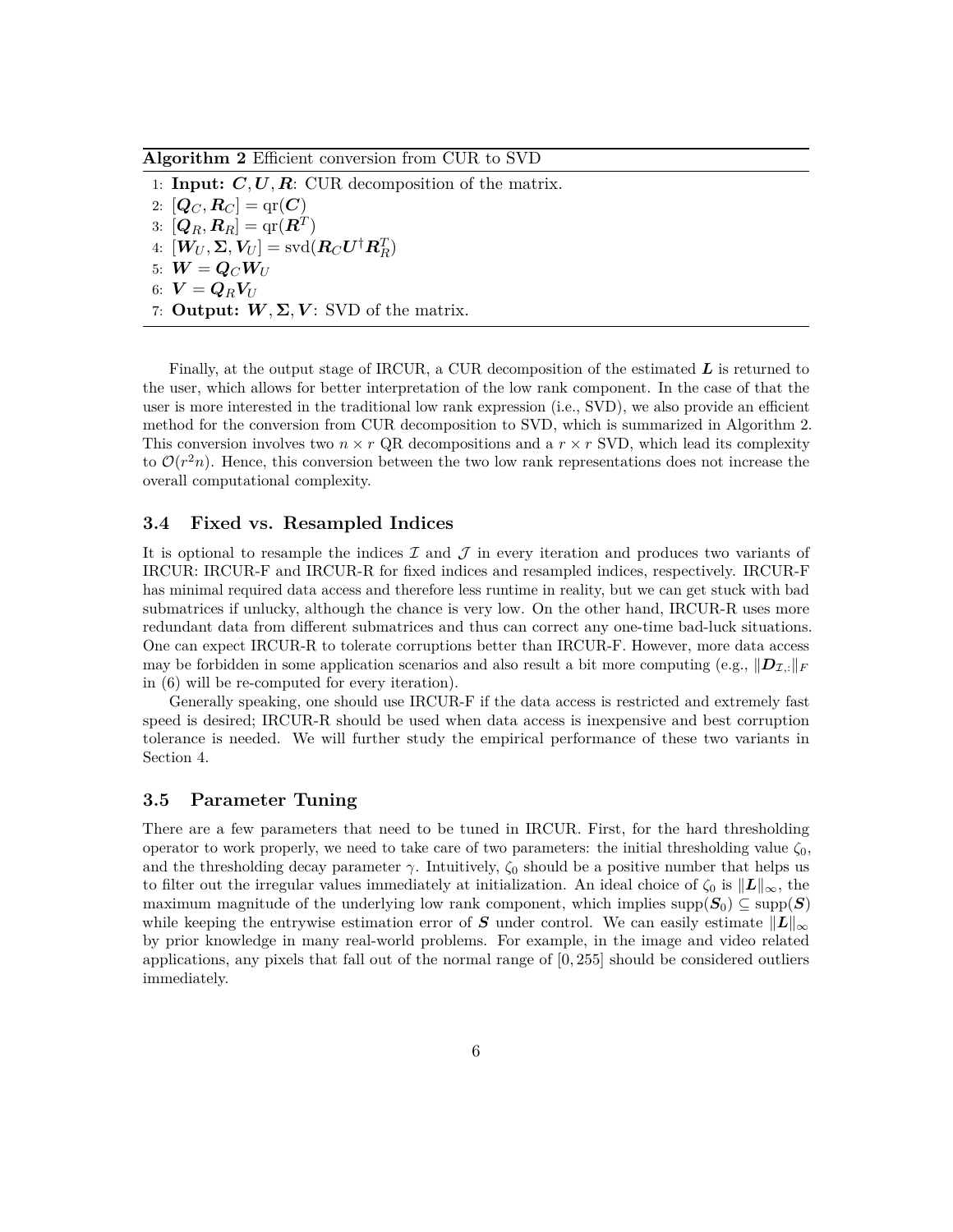**Algorithm 2** Efficient conversion from CUR to SVD

1: **Input:** $\boldsymbol{C}, \boldsymbol{U}, \boldsymbol{R}$: CUR decomposition of the matrix.
2: $[\boldsymbol{Q}_C, \boldsymbol{R}_C] = \mathrm{qr}(\boldsymbol{C})$
3: $[\boldsymbol{Q}_R, \boldsymbol{R}_R] = \mathrm{qr}(\boldsymbol{R}^T)$
4: $[\boldsymbol{W}_U, \boldsymbol{\Sigma}, \boldsymbol{V}_U] = \mathrm{svd}(\boldsymbol{R}_C \boldsymbol{U}^\dagger \boldsymbol{R}_R^T)$
5: $\boldsymbol{W} = \boldsymbol{Q}_C \boldsymbol{W}_U$
6: $\boldsymbol{V} = \boldsymbol{Q}_R \boldsymbol{V}_U$
7: **Output:** $\boldsymbol{W}, \boldsymbol{\Sigma}, \boldsymbol{V}$: SVD of the matrix.

Finally, at the output stage of IRCUR, a CUR decomposition of the estimated $\boldsymbol{L}$ is returned to the user, which allows for better interpretation of the low rank component. In the case of that the user is more interested in the traditional low rank expression (i.e., SVD), we also provide an efficient method for the conversion from CUR decomposition to SVD, which is summarized in Algorithm 2. This conversion involves two $n \times r$ QR decompositions and a $r \times r$ SVD, which lead its complexity to $\mathcal{O}(r^2 n)$. Hence, this conversion between the two low rank representations does not increase the overall computational complexity.

### 3.4 Fixed vs. Resampled Indices

It is optional to resample the indices $\mathcal{I}$ and $\mathcal{J}$ in every iteration and produces two variants of IRCUR: IRCUR-F and IRCUR-R for fixed indices and resampled indices, respectively. IRCUR-F has minimal required data access and therefore less runtime in reality, but we can get stuck with bad submatrices if unlucky, although the chance is very low. On the other hand, IRCUR-R uses more redundant data from different submatrices and thus can correct any one-time bad-luck situations. One can expect IRCUR-R to tolerate corruptions better than IRCUR-F. However, more data access may be forbidden in some application scenarios and also result a bit more computing (e.g., $\|\boldsymbol{D}_{\mathcal{I},:}\|_F$ in (6) will be re-computed for every iteration).

Generally speaking, one should use IRCUR-F if the data access is restricted and extremely fast speed is desired; IRCUR-R should be used when data access is inexpensive and best corruption tolerance is needed. We will further study the empirical performance of these two variants in Section 4.

### 3.5 Parameter Tuning

There are a few parameters that need to be tuned in IRCUR. First, for the hard thresholding operator to work properly, we need to take care of two parameters: the initial thresholding value $\zeta_0$, and the thresholding decay parameter $\gamma$. Intuitively, $\zeta_0$ should be a positive number that helps us to filter out the irregular values immediately at initialization. An ideal choice of $\zeta_0$ is $\|\boldsymbol{L}\|_\infty$, the maximum magnitude of the underlying low rank component, which implies $\mathrm{supp}(\boldsymbol{S}_0) \subseteq \mathrm{supp}(\boldsymbol{S})$ while keeping the entrywise estimation error of $\boldsymbol{S}$ under control. We can easily estimate $\|\boldsymbol{L}\|_\infty$ by prior knowledge in many real-world problems. For example, in the image and video related applications, any pixels that fall out of the normal range of $[0, 255]$ should be considered outliers immediately.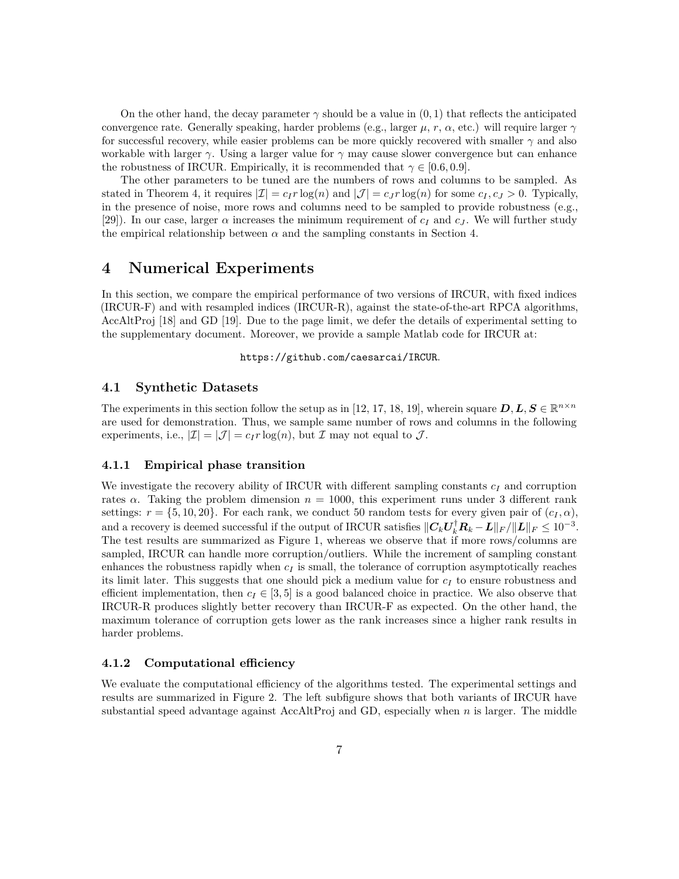On the other hand, the decay parameter $\gamma$ should be a value in $(0, 1)$ that reflects the anticipated convergence rate. Generally speaking, harder problems (e.g., larger $\mu$, $r$, $\alpha$, etc.) will require larger $\gamma$ for successful recovery, while easier problems can be more quickly recovered with smaller $\gamma$ and also workable with larger $\gamma$. Using a larger value for $\gamma$ may cause slower convergence but can enhance the robustness of IRCUR. Empirically, it is recommended that $\gamma \in [0.6, 0.9]$.

The other parameters to be tuned are the numbers of rows and columns to be sampled. As stated in Theorem 4, it requires $|\mathcal{I}| = c_I r \log(n)$ and $|\mathcal{J}| = c_J r \log(n)$ for some $c_I, c_J > 0$. Typically, in the presence of noise, more rows and columns need to be sampled to provide robustness (e.g., [29]). In our case, larger $\alpha$ increases the minimum requirement of $c_I$ and $c_J$. We will further study the empirical relationship between $\alpha$ and the sampling constants in Section 4.

# 4 Numerical Experiments

In this section, we compare the empirical performance of two versions of IRCUR, with fixed indices (IRCUR-F) and with resampled indices (IRCUR-R), against the state-of-the-art RPCA algorithms, AccAltProj [18] and GD [19]. Due to the page limit, we defer the details of experimental setting to the supplementary document. Moreover, we provide a sample Matlab code for IRCUR at:

https://github.com/caesarcai/IRCUR.

## 4.1 Synthetic Datasets

The experiments in this section follow the setup as in [12, 17, 18, 19], wherein square $\boldsymbol{D}, \boldsymbol{L}, \boldsymbol{S} \in \mathbb{R}^{n \times n}$ are used for demonstration. Thus, we sample same number of rows and columns in the following experiments, i.e., $|\mathcal{I}| = |\mathcal{J}| = c_I r \log(n)$, but $\mathcal{I}$ may not equal to $\mathcal{J}$.

### 4.1.1 Empirical phase transition

We investigate the recovery ability of IRCUR with different sampling constants $c_I$ and corruption rates $\alpha$. Taking the problem dimension $n = 1000$, this experiment runs under 3 different rank settings: $r = \{5, 10, 20\}$. For each rank, we conduct 50 random tests for every given pair of $(c_I, \alpha)$, and a recovery is deemed successful if the output of IRCUR satisfies $\|\boldsymbol{C}_k \boldsymbol{U}_k^\dagger \boldsymbol{R}_k - \boldsymbol{L}\|_F / \|\boldsymbol{L}\|_F \leq 10^{-3}$. The test results are summarized as Figure 1, whereas we observe that if more rows/columns are sampled, IRCUR can handle more corruption/outliers. While the increment of sampling constant enhances the robustness rapidly when $c_I$ is small, the tolerance of corruption asymptotically reaches its limit later. This suggests that one should pick a medium value for $c_I$ to ensure robustness and efficient implementation, then $c_I \in [3, 5]$ is a good balanced choice in practice. We also observe that IRCUR-R produces slightly better recovery than IRCUR-F as expected. On the other hand, the maximum tolerance of corruption gets lower as the rank increases since a higher rank results in harder problems.

### 4.1.2 Computational efficiency

We evaluate the computational efficiency of the algorithms tested. The experimental settings and results are summarized in Figure 2. The left subfigure shows that both variants of IRCUR have substantial speed advantage against AccAltProj and GD, especially when $n$ is larger. The middle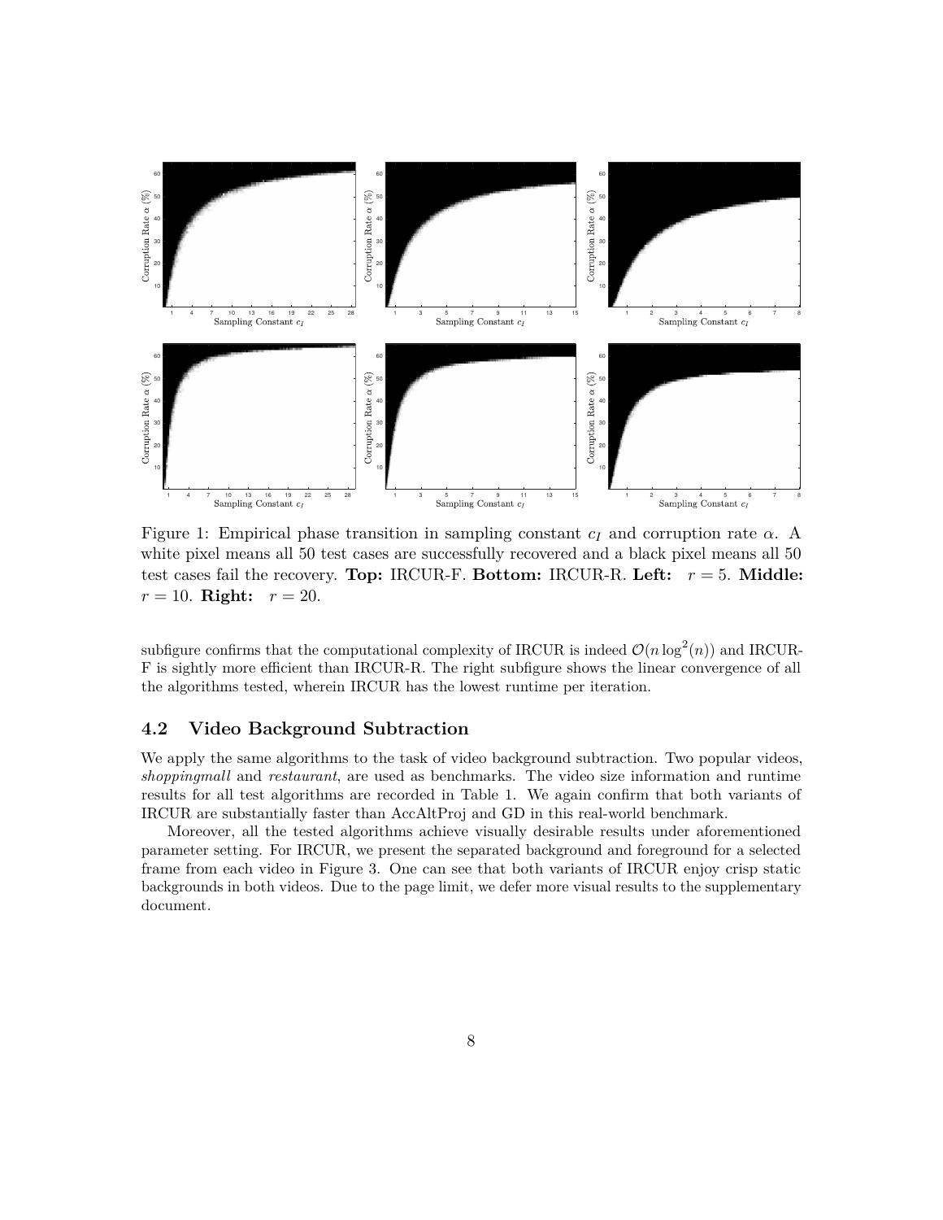Figure 1: Empirical phase transition in sampling constant $c_I$ and corruption rate $\alpha$. A white pixel means all 50 test cases are successfully recovered and a black pixel means all 50 test cases fail the recovery. **Top:** IRCUR-F. **Bottom:** IRCUR-R. **Left:** $r = 5$. **Middle:** $r = 10$. **Right:** $r = 20$.

subfigure confirms that the computational complexity of IRCUR is indeed $\mathcal{O}(n \log^2(n))$ and IRCUR-F is sightly more efficient than IRCUR-R. The right subfigure shows the linear convergence of all the algorithms tested, wherein IRCUR has the lowest runtime per iteration.

### 4.2 Video Background Subtraction

We apply the same algorithms to the task of video background subtraction. Two popular videos, *shoppingmall* and *restaurant*, are used as benchmarks. The video size information and runtime results for all test algorithms are recorded in Table 1. We again confirm that both variants of IRCUR are substantially faster than AccAltProj and GD in this real-world benchmark.

Moreover, all the tested algorithms achieve visually desirable results under aforementioned parameter setting. For IRCUR, we present the separated background and foreground for a selected frame from each video in Figure 3. One can see that both variants of IRCUR enjoy crisp static backgrounds in both videos. Due to the page limit, we defer more visual results to the supplementary document.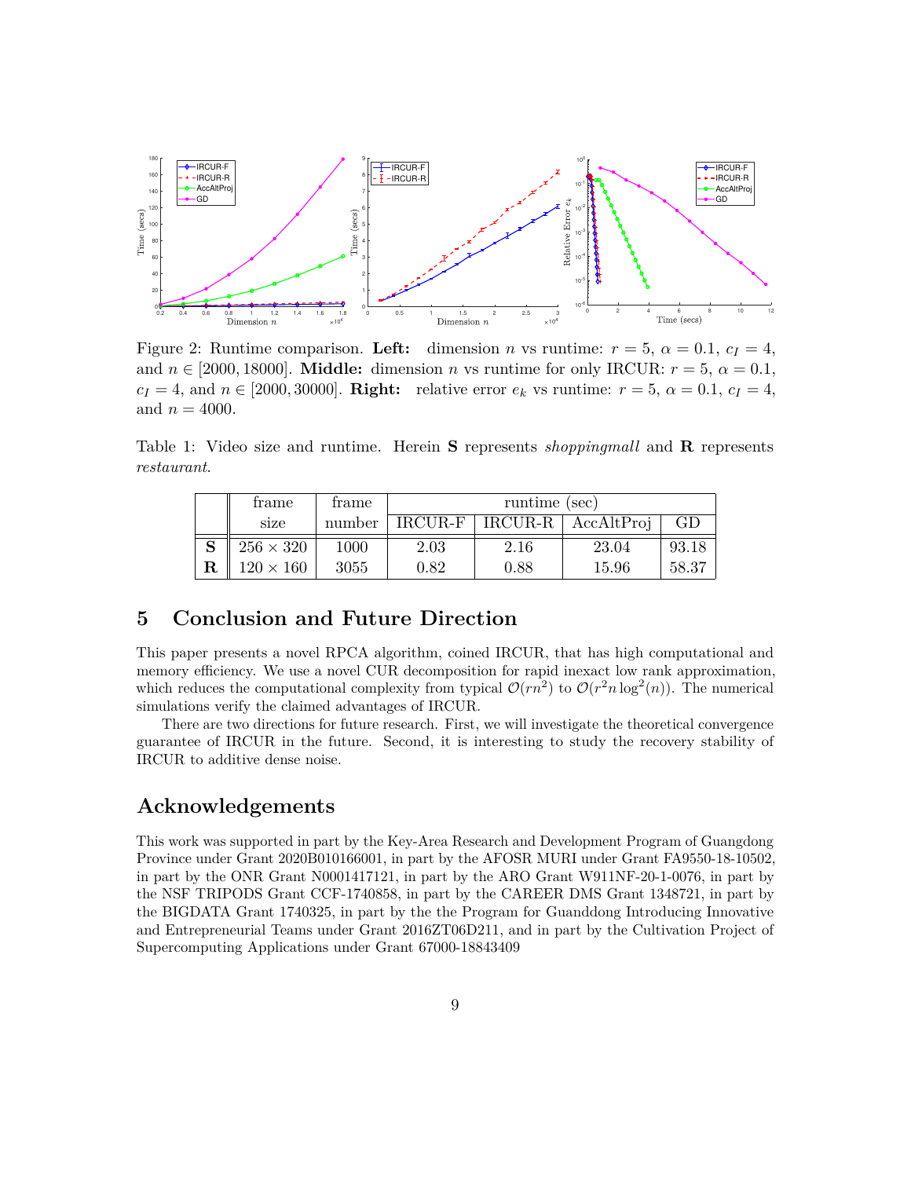Figure 2: Runtime comparison. **Left:** dimension $n$ vs runtime: $r = 5$, $\alpha = 0.1$, $c_I = 4$, and $n \in [2000, 18000]$. **Middle:** dimension $n$ vs runtime for only IRCUR: $r = 5$, $\alpha = 0.1$, $c_I = 4$, and $n \in [2000, 30000]$. **Right:** relative error $e_k$ vs runtime: $r = 5$, $\alpha = 0.1$, $c_I = 4$, and $n = 4000$.

Table 1: Video size and runtime. Herein **S** represents *shoppingmall* and **R** represents *restaurant*.

| | frame size | frame number | runtime (sec) | | | |
|---|---|---|---|---|---|---|
| | | | IRCUR-F | IRCUR-R | AccAltProj | GD |
| **S** | $256 \times 320$ | 1000 | 2.03 | 2.16 | 23.04 | 93.18 |
| **R** | $120 \times 160$ | 3055 | 0.82 | 0.88 | 15.96 | 58.37 |

# 5 Conclusion and Future Direction

This paper presents a novel RPCA algorithm, coined IRCUR, that has high computational and memory efficiency. We use a novel CUR decomposition for rapid inexact low rank approximation, which reduces the computational complexity from typical $\mathcal{O}(rn^2)$ to $\mathcal{O}(r^2 n \log^2(n))$. The numerical simulations verify the claimed advantages of IRCUR.

There are two directions for future research. First, we will investigate the theoretical convergence guarantee of IRCUR in the future. Second, it is interesting to study the recovery stability of IRCUR to additive dense noise.

# Acknowledgements

This work was supported in part by the Key-Area Research and Development Program of Guangdong Province under Grant 2020B010166001, in part by the AFOSR MURI under Grant FA9550-18-10502, in part by the ONR Grant N0001417121, in part by the ARO Grant W911NF-20-1-0076, in part by the NSF TRIPODS Grant CCF-1740858, in part by the CAREER DMS Grant 1348721, in part by the BIGDATA Grant 1740325, in part by the the Program for Guanddong Introducing Innovative and Entrepreneurial Teams under Grant 2016ZT06D211, and in part by the Cultivation Project of Supercomputing Applications under Grant 67000-18843409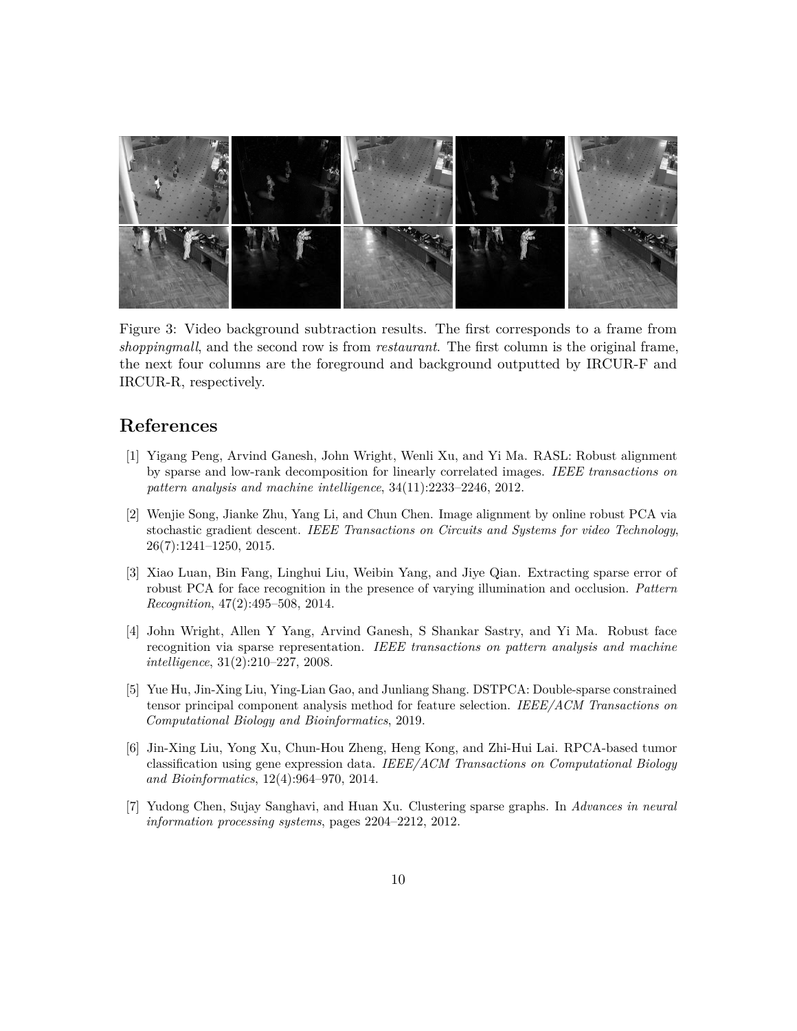Figure 3: Video background subtraction results. The first corresponds to a frame from *shoppingmall*, and the second row is from *restaurant*. The first column is the original frame, the next four columns are the foreground and background outputted by IRCUR-F and IRCUR-R, respectively.

## References

[1] Yigang Peng, Arvind Ganesh, John Wright, Wenli Xu, and Yi Ma. RASL: Robust alignment by sparse and low-rank decomposition for linearly correlated images. *IEEE transactions on pattern analysis and machine intelligence*, 34(11):2233–2246, 2012.

[2] Wenjie Song, Jianke Zhu, Yang Li, and Chun Chen. Image alignment by online robust PCA via stochastic gradient descent. *IEEE Transactions on Circuits and Systems for video Technology*, 26(7):1241–1250, 2015.

[3] Xiao Luan, Bin Fang, Linghui Liu, Weibin Yang, and Jiye Qian. Extracting sparse error of robust PCA for face recognition in the presence of varying illumination and occlusion. *Pattern Recognition*, 47(2):495–508, 2014.

[4] John Wright, Allen Y Yang, Arvind Ganesh, S Shankar Sastry, and Yi Ma. Robust face recognition via sparse representation. *IEEE transactions on pattern analysis and machine intelligence*, 31(2):210–227, 2008.

[5] Yue Hu, Jin-Xing Liu, Ying-Lian Gao, and Junliang Shang. DSTPCA: Double-sparse constrained tensor principal component analysis method for feature selection. *IEEE/ACM Transactions on Computational Biology and Bioinformatics*, 2019.

[6] Jin-Xing Liu, Yong Xu, Chun-Hou Zheng, Heng Kong, and Zhi-Hui Lai. RPCA-based tumor classification using gene expression data. *IEEE/ACM Transactions on Computational Biology and Bioinformatics*, 12(4):964–970, 2014.

[7] Yudong Chen, Sujay Sanghavi, and Huan Xu. Clustering sparse graphs. In *Advances in neural information processing systems*, pages 2204–2212, 2012.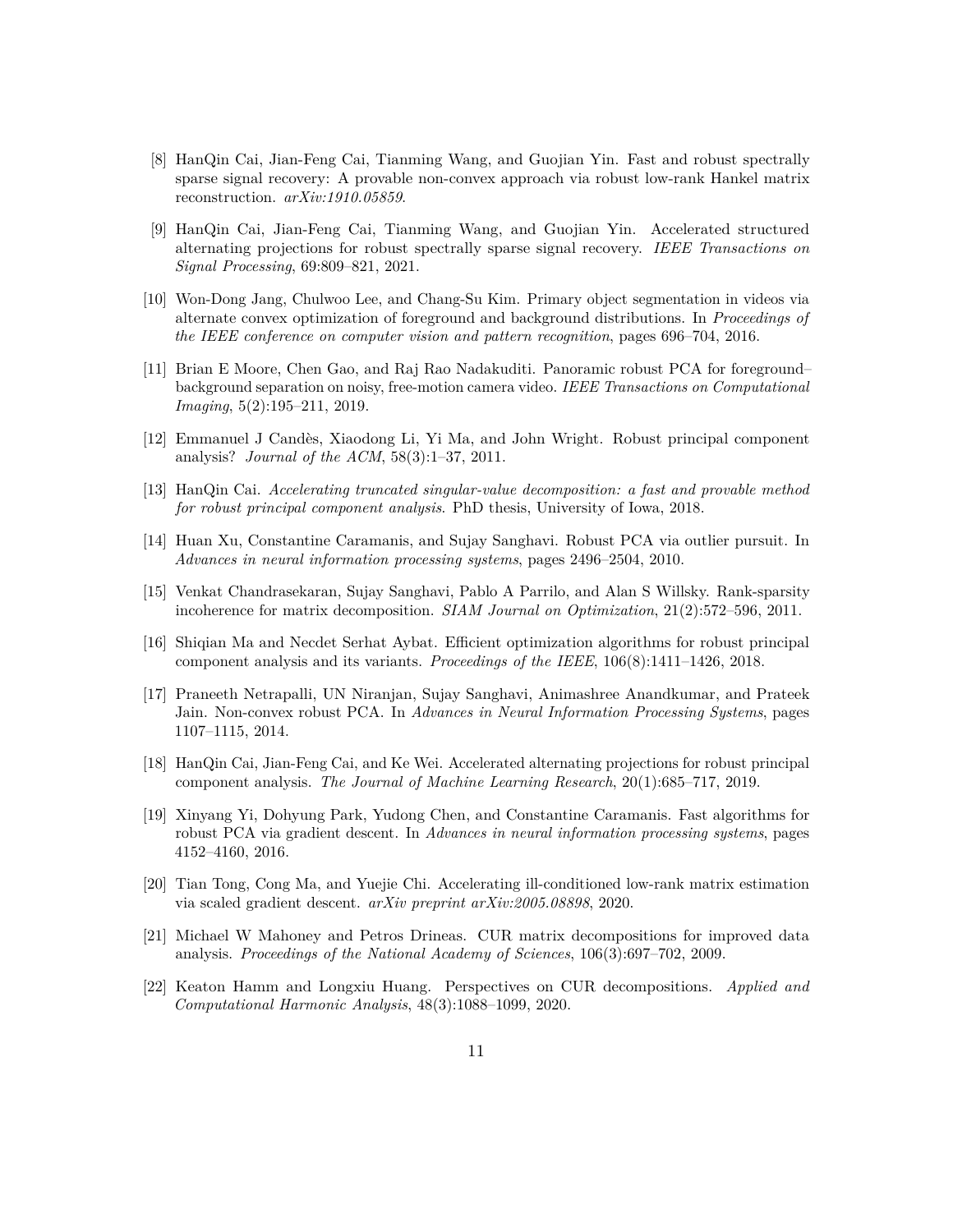[8] HanQin Cai, Jian-Feng Cai, Tianming Wang, and Guojian Yin. Fast and robust spectrally sparse signal recovery: A provable non-convex approach via robust low-rank Hankel matrix reconstruction. *arXiv:1910.05859*.

[9] HanQin Cai, Jian-Feng Cai, Tianming Wang, and Guojian Yin. Accelerated structured alternating projections for robust spectrally sparse signal recovery. *IEEE Transactions on Signal Processing*, 69:809–821, 2021.

[10] Won-Dong Jang, Chulwoo Lee, and Chang-Su Kim. Primary object segmentation in videos via alternate convex optimization of foreground and background distributions. In *Proceedings of the IEEE conference on computer vision and pattern recognition*, pages 696–704, 2016.

[11] Brian E Moore, Chen Gao, and Raj Rao Nadakuditi. Panoramic robust PCA for foreground–background separation on noisy, free-motion camera video. *IEEE Transactions on Computational Imaging*, 5(2):195–211, 2019.

[12] Emmanuel J Candès, Xiaodong Li, Yi Ma, and John Wright. Robust principal component analysis? *Journal of the ACM*, 58(3):1–37, 2011.

[13] HanQin Cai. *Accelerating truncated singular-value decomposition: a fast and provable method for robust principal component analysis*. PhD thesis, University of Iowa, 2018.

[14] Huan Xu, Constantine Caramanis, and Sujay Sanghavi. Robust PCA via outlier pursuit. In *Advances in neural information processing systems*, pages 2496–2504, 2010.

[15] Venkat Chandrasekaran, Sujay Sanghavi, Pablo A Parrilo, and Alan S Willsky. Rank-sparsity incoherence for matrix decomposition. *SIAM Journal on Optimization*, 21(2):572–596, 2011.

[16] Shiqian Ma and Necdet Serhat Aybat. Efficient optimization algorithms for robust principal component analysis and its variants. *Proceedings of the IEEE*, 106(8):1411–1426, 2018.

[17] Praneeth Netrapalli, UN Niranjan, Sujay Sanghavi, Animashree Anandkumar, and Prateek Jain. Non-convex robust PCA. In *Advances in Neural Information Processing Systems*, pages 1107–1115, 2014.

[18] HanQin Cai, Jian-Feng Cai, and Ke Wei. Accelerated alternating projections for robust principal component analysis. *The Journal of Machine Learning Research*, 20(1):685–717, 2019.

[19] Xinyang Yi, Dohyung Park, Yudong Chen, and Constantine Caramanis. Fast algorithms for robust PCA via gradient descent. In *Advances in neural information processing systems*, pages 4152–4160, 2016.

[20] Tian Tong, Cong Ma, and Yuejie Chi. Accelerating ill-conditioned low-rank matrix estimation via scaled gradient descent. *arXiv preprint arXiv:2005.08898*, 2020.

[21] Michael W Mahoney and Petros Drineas. CUR matrix decompositions for improved data analysis. *Proceedings of the National Academy of Sciences*, 106(3):697–702, 2009.

[22] Keaton Hamm and Longxiu Huang. Perspectives on CUR decompositions. *Applied and Computational Harmonic Analysis*, 48(3):1088–1099, 2020.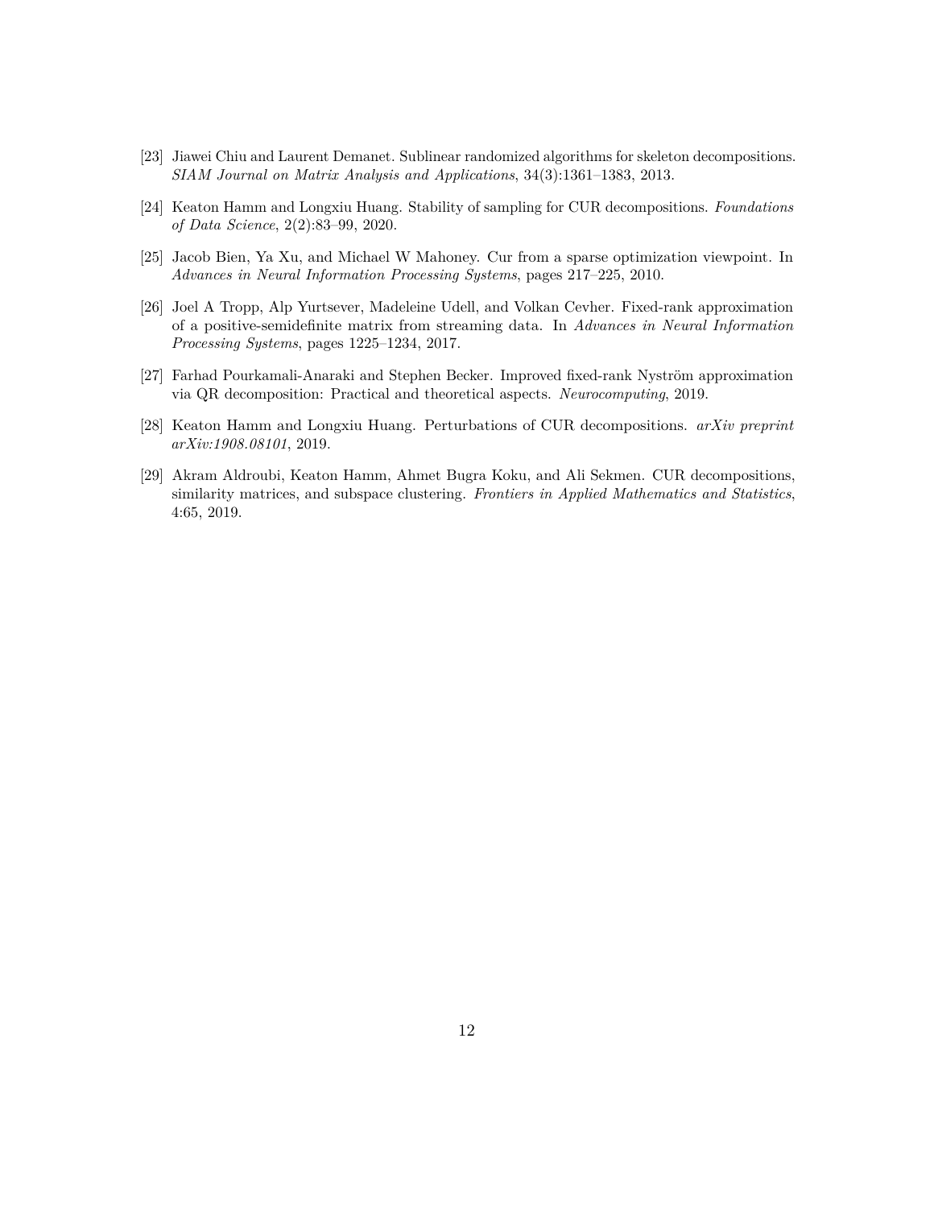[23] Jiawei Chiu and Laurent Demanet. Sublinear randomized algorithms for skeleton decompositions. *SIAM Journal on Matrix Analysis and Applications*, 34(3):1361–1383, 2013.

[24] Keaton Hamm and Longxiu Huang. Stability of sampling for CUR decompositions. *Foundations of Data Science*, 2(2):83–99, 2020.

[25] Jacob Bien, Ya Xu, and Michael W Mahoney. Cur from a sparse optimization viewpoint. In *Advances in Neural Information Processing Systems*, pages 217–225, 2010.

[26] Joel A Tropp, Alp Yurtsever, Madeleine Udell, and Volkan Cevher. Fixed-rank approximation of a positive-semidefinite matrix from streaming data. In *Advances in Neural Information Processing Systems*, pages 1225–1234, 2017.

[27] Farhad Pourkamali-Anaraki and Stephen Becker. Improved fixed-rank Nyström approximation via QR decomposition: Practical and theoretical aspects. *Neurocomputing*, 2019.

[28] Keaton Hamm and Longxiu Huang. Perturbations of CUR decompositions. *arXiv preprint arXiv:1908.08101*, 2019.

[29] Akram Aldroubi, Keaton Hamm, Ahmet Bugra Koku, and Ali Sekmen. CUR decompositions, similarity matrices, and subspace clustering. *Frontiers in Applied Mathematics and Statistics*, 4:65, 2019.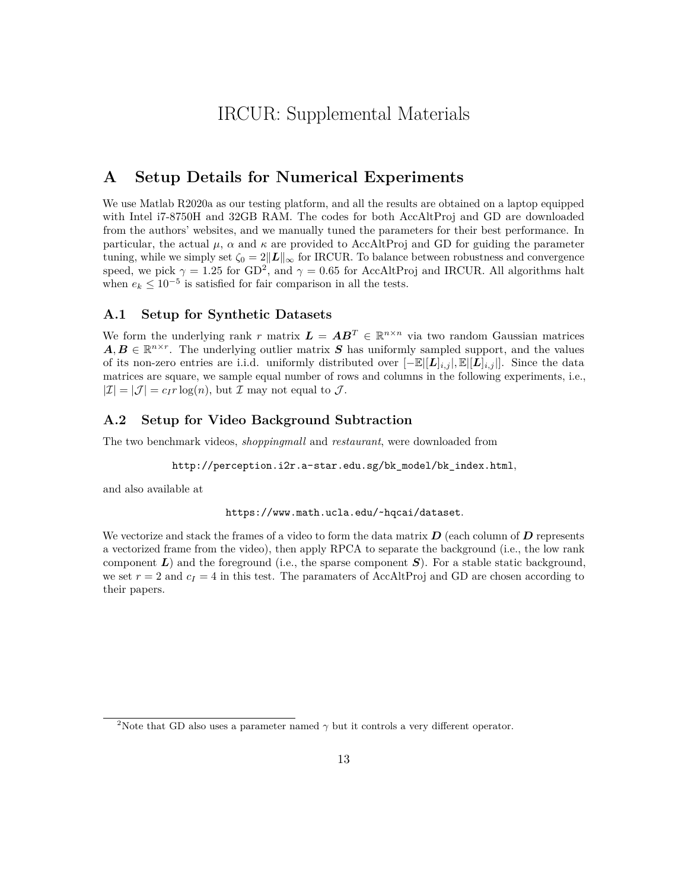# IRCUR: Supplemental Materials

## A Setup Details for Numerical Experiments

We use Matlab R2020a as our testing platform, and all the results are obtained on a laptop equipped with Intel i7-8750H and 32GB RAM. The codes for both AccAltProj and GD are downloaded from the authors' websites, and we manually tuned the parameters for their best performance. In particular, the actual $\mu$, $\alpha$ and $\kappa$ are provided to AccAltProj and GD for guiding the parameter tuning, while we simply set $\zeta_0 = 2\|\boldsymbol{L}\|_\infty$ for IRCUR. To balance between robustness and convergence speed, we pick $\gamma = 1.25$ for GD[2], and $\gamma = 0.65$ for AccAltProj and IRCUR. All algorithms halt when $e_k \leq 10^{-5}$ is satisfied for fair comparison in all the tests.

### A.1 Setup for Synthetic Datasets

We form the underlying rank $r$ matrix $\boldsymbol{L} = \boldsymbol{A}\boldsymbol{B}^T \in \mathbb{R}^{n \times n}$ via two random Gaussian matrices $\boldsymbol{A}, \boldsymbol{B} \in \mathbb{R}^{n \times r}$. The underlying outlier matrix $\boldsymbol{S}$ has uniformly sampled support, and the values of its non-zero entries are i.i.d. uniformly distributed over $[-\mathbb{E}|[\boldsymbol{L}]_{i,j}|, \mathbb{E}|[\boldsymbol{L}]_{i,j}|]$. Since the data matrices are square, we sample equal number of rows and columns in the following experiments, i.e., $|\mathcal{I}| = |\mathcal{J}| = c_I r \log(n)$, but $\mathcal{I}$ may not equal to $\mathcal{J}$.

### A.2 Setup for Video Background Subtraction

The two benchmark videos, *shoppingmall* and *restaurant*, were downloaded from

`http://perception.i2r.a-star.edu.sg/bk_model/bk_index.html`,

and also available at

`https://www.math.ucla.edu/~hqcai/dataset`.

We vectorize and stack the frames of a video to form the data matrix $\boldsymbol{D}$ (each column of $\boldsymbol{D}$ represents a vectorized frame from the video), then apply RPCA to separate the background (i.e., the low rank component $\boldsymbol{L}$) and the foreground (i.e., the sparse component $\boldsymbol{S}$). For a stable static background, we set $r = 2$ and $c_I = 4$ in this test. The paramaters of AccAltProj and GD are chosen according to their papers.

[2] Note that GD also uses a parameter named $\gamma$ but it controls a very different operator.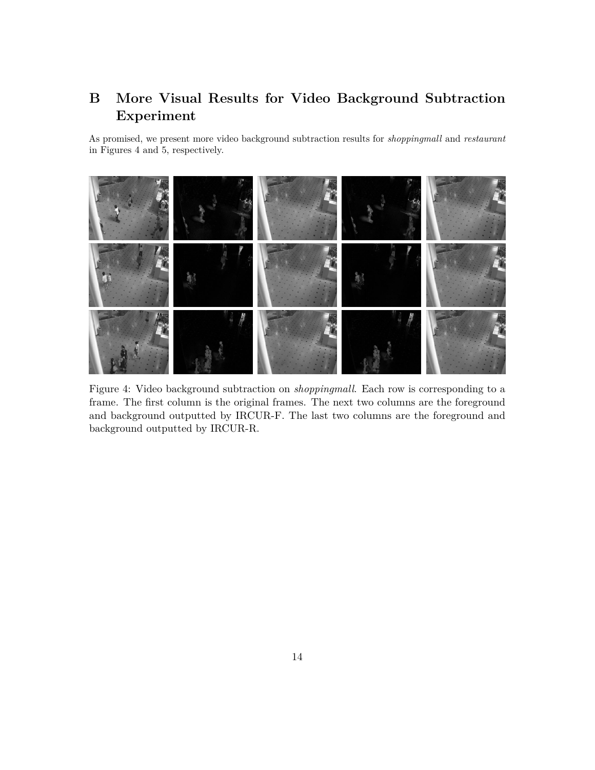# B More Visual Results for Video Background Subtraction Experiment

As promised, we present more video background subtraction results for *shoppingmall* and *restaurant* in Figures 4 and 5, respectively.

Figure 4: Video background subtraction on *shoppingmall*. Each row is corresponding to a frame. The first column is the original frames. The next two columns are the foreground and background outputted by IRCUR-F. The last two columns are the foreground and background outputted by IRCUR-R.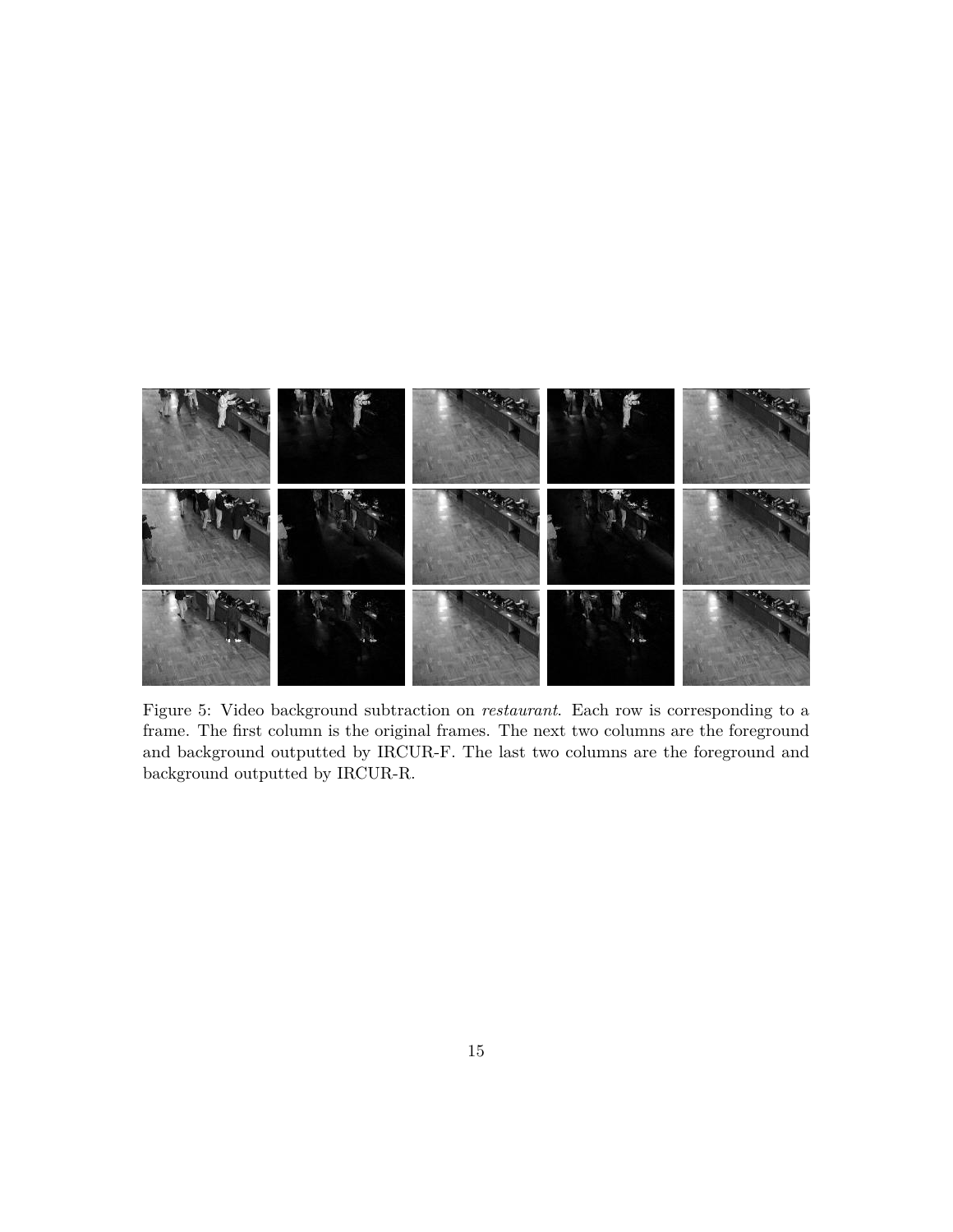Figure 5: Video background subtraction on *restaurant*. Each row is corresponding to a frame. The first column is the original frames. The next two columns are the foreground and background outputted by IRCUR-F. The last two columns are the foreground and background outputted by IRCUR-R.